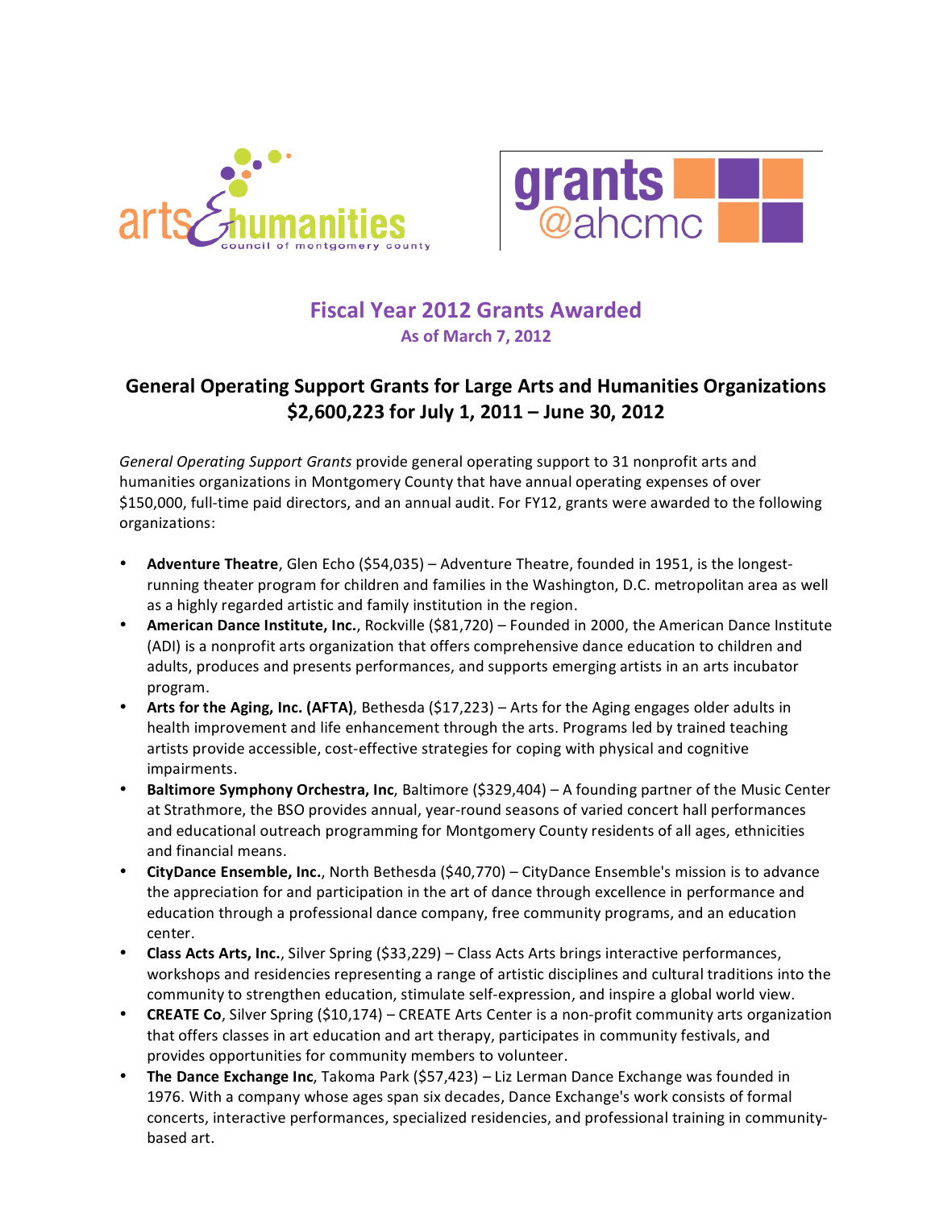# Fiscal Year 2012 Grants Awarded

**As of March 7, 2012**

## General Operating Support Grants for Large Arts and Humanities Organizations $2,600,223 for July 1, 2011 – June 30, 2012

*General Operating Support Grants* provide general operating support to 31 nonprofit arts and humanities organizations in Montgomery County that have annual operating expenses of over $150,000, full-time paid directors, and an annual audit. For FY12, grants were awarded to the following organizations:

- **Adventure Theatre**, Glen Echo ($54,035) – Adventure Theatre, founded in 1951, is the longest-running theater program for children and families in the Washington, D.C. metropolitan area as well as a highly regarded artistic and family institution in the region.
- **American Dance Institute, Inc.**, Rockville ($81,720) – Founded in 2000, the American Dance Institute (ADI) is a nonprofit arts organization that offers comprehensive dance education to children and adults, produces and presents performances, and supports emerging artists in an arts incubator program.
- **Arts for the Aging, Inc. (AFTA)**, Bethesda ($17,223) – Arts for the Aging engages older adults in health improvement and life enhancement through the arts. Programs led by trained teaching artists provide accessible, cost-effective strategies for coping with physical and cognitive impairments.
- **Baltimore Symphony Orchestra, Inc**, Baltimore ($329,404) – A founding partner of the Music Center at Strathmore, the BSO provides annual, year-round seasons of varied concert hall performances and educational outreach programming for Montgomery County residents of all ages, ethnicities and financial means.
- **CityDance Ensemble, Inc.**, North Bethesda ($40,770) – CityDance Ensemble's mission is to advance the appreciation for and participation in the art of dance through excellence in performance and education through a professional dance company, free community programs, and an education center.
- **Class Acts Arts, Inc.**, Silver Spring ($33,229) – Class Acts Arts brings interactive performances, workshops and residencies representing a range of artistic disciplines and cultural traditions into the community to strengthen education, stimulate self-expression, and inspire a global world view.
- **CREATE Co**, Silver Spring ($10,174) – CREATE Arts Center is a non-profit community arts organization that offers classes in art education and art therapy, participates in community festivals, and provides opportunities for community members to volunteer.
- **The Dance Exchange Inc**, Takoma Park ($57,423) – Liz Lerman Dance Exchange was founded in 1976. With a company whose ages span six decades, Dance Exchange's work consists of formal concerts, interactive performances, specialized residencies, and professional training in community-based art.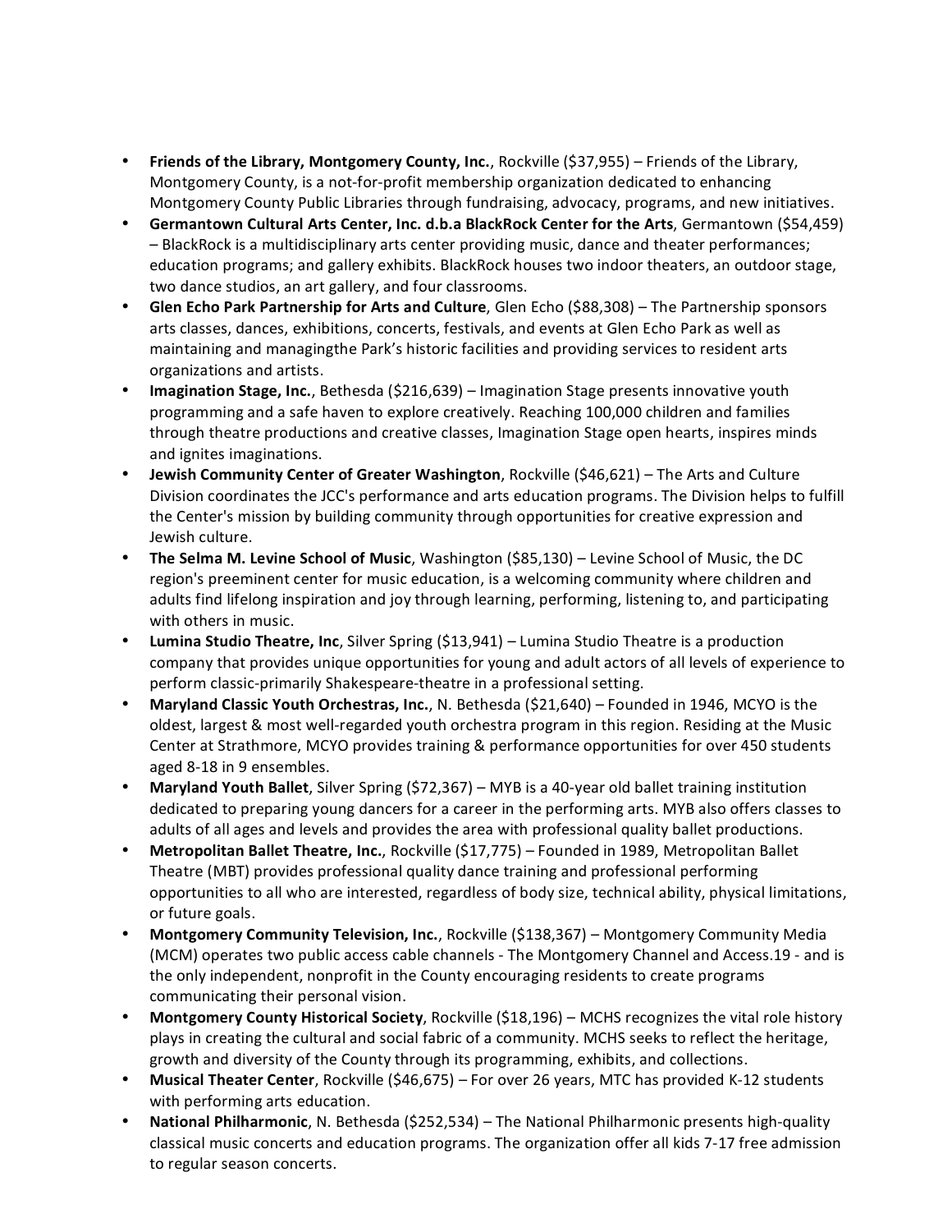- **Friends of the Library, Montgomery County, Inc.**, Rockville ($37,955) – Friends of the Library, Montgomery County, is a not-for-profit membership organization dedicated to enhancing Montgomery County Public Libraries through fundraising, advocacy, programs, and new initiatives.
- **Germantown Cultural Arts Center, Inc. d.b.a BlackRock Center for the Arts**, Germantown ($54,459) – BlackRock is a multidisciplinary arts center providing music, dance and theater performances; education programs; and gallery exhibits. BlackRock houses two indoor theaters, an outdoor stage, two dance studios, an art gallery, and four classrooms.
- **Glen Echo Park Partnership for Arts and Culture**, Glen Echo ($88,308) – The Partnership sponsors arts classes, dances, exhibitions, concerts, festivals, and events at Glen Echo Park as well as maintaining and managingthe Park's historic facilities and providing services to resident arts organizations and artists.
- **Imagination Stage, Inc.**, Bethesda ($216,639) – Imagination Stage presents innovative youth programming and a safe haven to explore creatively. Reaching 100,000 children and families through theatre productions and creative classes, Imagination Stage open hearts, inspires minds and ignites imaginations.
- **Jewish Community Center of Greater Washington**, Rockville ($46,621) – The Arts and Culture Division coordinates the JCC's performance and arts education programs. The Division helps to fulfill the Center's mission by building community through opportunities for creative expression and Jewish culture.
- **The Selma M. Levine School of Music**, Washington ($85,130) – Levine School of Music, the DC region's preeminent center for music education, is a welcoming community where children and adults find lifelong inspiration and joy through learning, performing, listening to, and participating with others in music.
- **Lumina Studio Theatre, Inc**, Silver Spring ($13,941) – Lumina Studio Theatre is a production company that provides unique opportunities for young and adult actors of all levels of experience to perform classic-primarily Shakespeare-theatre in a professional setting.
- **Maryland Classic Youth Orchestras, Inc.**, N. Bethesda ($21,640) – Founded in 1946, MCYO is the oldest, largest & most well-regarded youth orchestra program in this region. Residing at the Music Center at Strathmore, MCYO provides training & performance opportunities for over 450 students aged 8-18 in 9 ensembles.
- **Maryland Youth Ballet**, Silver Spring ($72,367) – MYB is a 40-year old ballet training institution dedicated to preparing young dancers for a career in the performing arts. MYB also offers classes to adults of all ages and levels and provides the area with professional quality ballet productions.
- **Metropolitan Ballet Theatre, Inc.**, Rockville ($17,775) – Founded in 1989, Metropolitan Ballet Theatre (MBT) provides professional quality dance training and professional performing opportunities to all who are interested, regardless of body size, technical ability, physical limitations, or future goals.
- **Montgomery Community Television, Inc.**, Rockville ($138,367) – Montgomery Community Media (MCM) operates two public access cable channels - The Montgomery Channel and Access.19 - and is the only independent, nonprofit in the County encouraging residents to create programs communicating their personal vision.
- **Montgomery County Historical Society**, Rockville ($18,196) – MCHS recognizes the vital role history plays in creating the cultural and social fabric of a community. MCHS seeks to reflect the heritage, growth and diversity of the County through its programming, exhibits, and collections.
- **Musical Theater Center**, Rockville ($46,675) – For over 26 years, MTC has provided K-12 students with performing arts education.
- **National Philharmonic**, N. Bethesda ($252,534) – The National Philharmonic presents high-quality classical music concerts and education programs. The organization offer all kids 7-17 free admission to regular season concerts.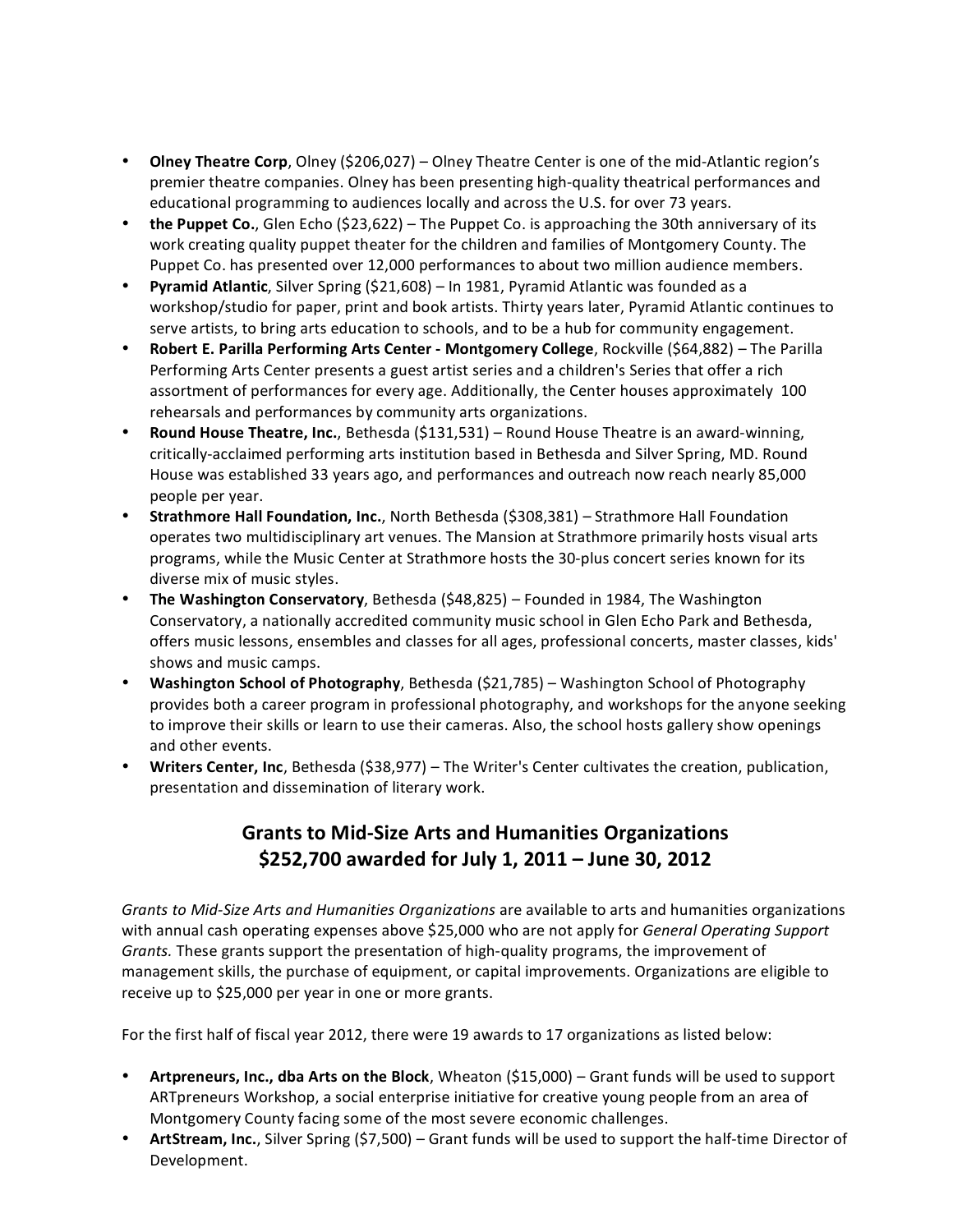- **Olney Theatre Corp**, Olney ($206,027) – Olney Theatre Center is one of the mid-Atlantic region's premier theatre companies. Olney has been presenting high-quality theatrical performances and educational programming to audiences locally and across the U.S. for over 73 years.
- **the Puppet Co.**, Glen Echo ($23,622) – The Puppet Co. is approaching the 30th anniversary of its work creating quality puppet theater for the children and families of Montgomery County. The Puppet Co. has presented over 12,000 performances to about two million audience members.
- **Pyramid Atlantic**, Silver Spring ($21,608) – In 1981, Pyramid Atlantic was founded as a workshop/studio for paper, print and book artists. Thirty years later, Pyramid Atlantic continues to serve artists, to bring arts education to schools, and to be a hub for community engagement.
- **Robert E. Parilla Performing Arts Center - Montgomery College**, Rockville ($64,882) – The Parilla Performing Arts Center presents a guest artist series and a children's Series that offer a rich assortment of performances for every age. Additionally, the Center houses approximately 100 rehearsals and performances by community arts organizations.
- **Round House Theatre, Inc.**, Bethesda ($131,531) – Round House Theatre is an award-winning, critically-acclaimed performing arts institution based in Bethesda and Silver Spring, MD. Round House was established 33 years ago, and performances and outreach now reach nearly 85,000 people per year.
- **Strathmore Hall Foundation, Inc.**, North Bethesda ($308,381) – Strathmore Hall Foundation operates two multidisciplinary art venues. The Mansion at Strathmore primarily hosts visual arts programs, while the Music Center at Strathmore hosts the 30-plus concert series known for its diverse mix of music styles.
- **The Washington Conservatory**, Bethesda ($48,825) – Founded in 1984, The Washington Conservatory, a nationally accredited community music school in Glen Echo Park and Bethesda, offers music lessons, ensembles and classes for all ages, professional concerts, master classes, kids' shows and music camps.
- **Washington School of Photography**, Bethesda ($21,785) – Washington School of Photography provides both a career program in professional photography, and workshops for the anyone seeking to improve their skills or learn to use their cameras. Also, the school hosts gallery show openings and other events.
- **Writers Center, Inc**, Bethesda ($38,977) – The Writer's Center cultivates the creation, publication, presentation and dissemination of literary work.

## Grants to Mid-Size Arts and Humanities Organizations
## $252,700 awarded for July 1, 2011 – June 30, 2012

*Grants to Mid-Size Arts and Humanities Organizations* are available to arts and humanities organizations with annual cash operating expenses above $25,000 who are not apply for *General Operating Support Grants.* These grants support the presentation of high-quality programs, the improvement of management skills, the purchase of equipment, or capital improvements. Organizations are eligible to receive up to $25,000 per year in one or more grants.

For the first half of fiscal year 2012, there were 19 awards to 17 organizations as listed below:

- **Artpreneurs, Inc., dba Arts on the Block**, Wheaton ($15,000) – Grant funds will be used to support ARTpreneurs Workshop, a social enterprise initiative for creative young people from an area of Montgomery County facing some of the most severe economic challenges.
- **ArtStream, Inc.**, Silver Spring ($7,500) – Grant funds will be used to support the half-time Director of Development.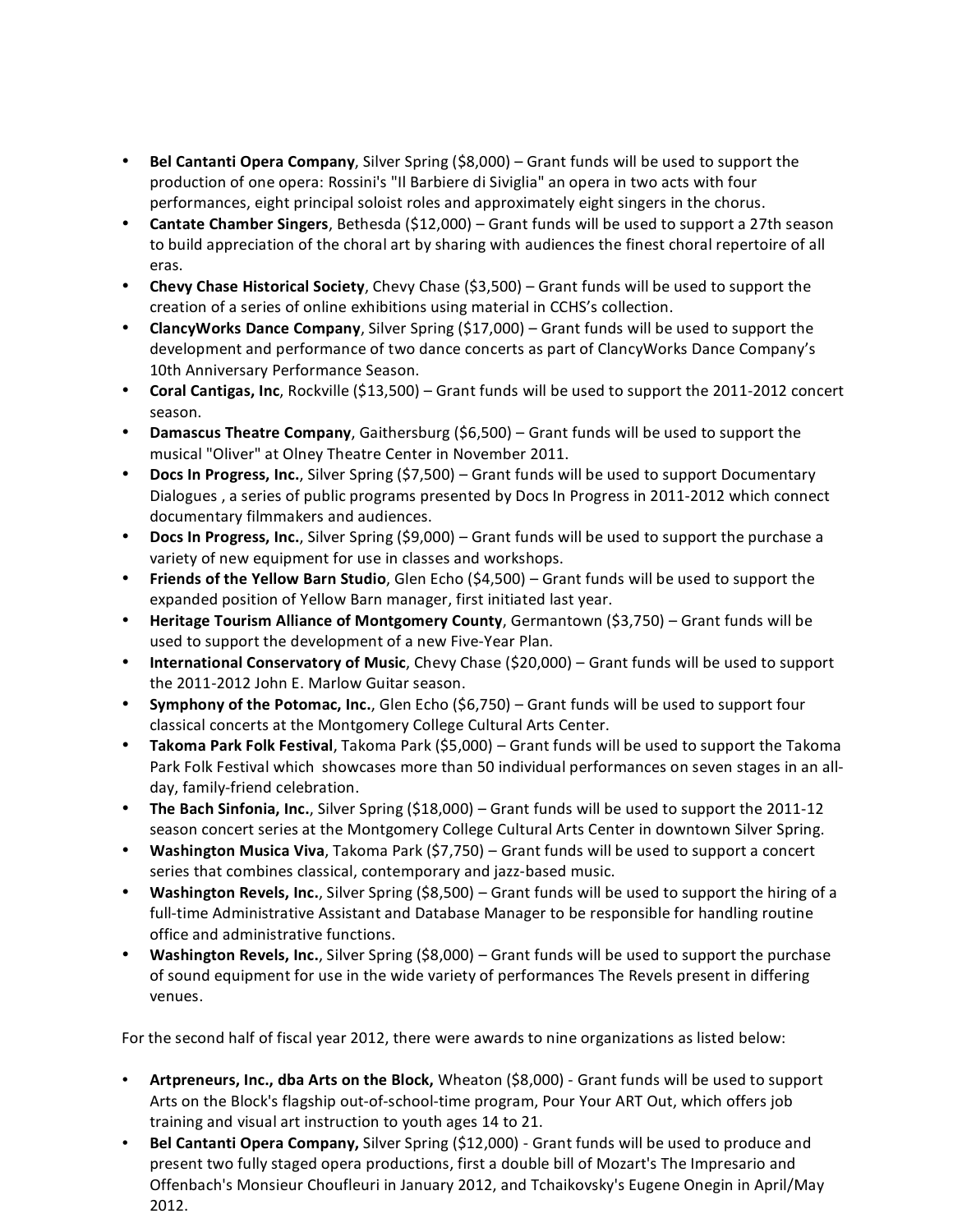- **Bel Cantanti Opera Company**, Silver Spring ($8,000) – Grant funds will be used to support the production of one opera: Rossini's "Il Barbiere di Siviglia" an opera in two acts with four performances, eight principal soloist roles and approximately eight singers in the chorus.
- **Cantate Chamber Singers**, Bethesda ($12,000) – Grant funds will be used to support a 27th season to build appreciation of the choral art by sharing with audiences the finest choral repertoire of all eras.
- **Chevy Chase Historical Society**, Chevy Chase ($3,500) – Grant funds will be used to support the creation of a series of online exhibitions using material in CCHS's collection.
- **ClancyWorks Dance Company**, Silver Spring ($17,000) – Grant funds will be used to support the development and performance of two dance concerts as part of ClancyWorks Dance Company's 10th Anniversary Performance Season.
- **Coral Cantigas, Inc**, Rockville ($13,500) – Grant funds will be used to support the 2011-2012 concert season.
- **Damascus Theatre Company**, Gaithersburg ($6,500) – Grant funds will be used to support the musical "Oliver" at Olney Theatre Center in November 2011.
- **Docs In Progress, Inc.**, Silver Spring ($7,500) – Grant funds will be used to support Documentary Dialogues , a series of public programs presented by Docs In Progress in 2011-2012 which connect documentary filmmakers and audiences.
- **Docs In Progress, Inc.**, Silver Spring ($9,000) – Grant funds will be used to support the purchase a variety of new equipment for use in classes and workshops.
- **Friends of the Yellow Barn Studio**, Glen Echo ($4,500) – Grant funds will be used to support the expanded position of Yellow Barn manager, first initiated last year.
- **Heritage Tourism Alliance of Montgomery County**, Germantown ($3,750) – Grant funds will be used to support the development of a new Five-Year Plan.
- **International Conservatory of Music**, Chevy Chase ($20,000) – Grant funds will be used to support the 2011-2012 John E. Marlow Guitar season.
- **Symphony of the Potomac, Inc.**, Glen Echo ($6,750) – Grant funds will be used to support four classical concerts at the Montgomery College Cultural Arts Center.
- **Takoma Park Folk Festival**, Takoma Park ($5,000) – Grant funds will be used to support the Takoma Park Folk Festival which showcases more than 50 individual performances on seven stages in an all-day, family-friend celebration.
- **The Bach Sinfonia, Inc.**, Silver Spring ($18,000) – Grant funds will be used to support the 2011-12 season concert series at the Montgomery College Cultural Arts Center in downtown Silver Spring.
- **Washington Musica Viva**, Takoma Park ($7,750) – Grant funds will be used to support a concert series that combines classical, contemporary and jazz-based music.
- **Washington Revels, Inc.**, Silver Spring ($8,500) – Grant funds will be used to support the hiring of a full-time Administrative Assistant and Database Manager to be responsible for handling routine office and administrative functions.
- **Washington Revels, Inc.**, Silver Spring ($8,000) – Grant funds will be used to support the purchase of sound equipment for use in the wide variety of performances The Revels present in differing venues.

For the second half of fiscal year 2012, there were awards to nine organizations as listed below:

- **Artpreneurs, Inc., dba Arts on the Block,** Wheaton ($8,000) - Grant funds will be used to support Arts on the Block's flagship out-of-school-time program, Pour Your ART Out, which offers job training and visual art instruction to youth ages 14 to 21.
- **Bel Cantanti Opera Company,** Silver Spring ($12,000) - Grant funds will be used to produce and present two fully staged opera productions, first a double bill of Mozart's The Impresario and Offenbach's Monsieur Choufleuri in January 2012, and Tchaikovsky's Eugene Onegin in April/May 2012.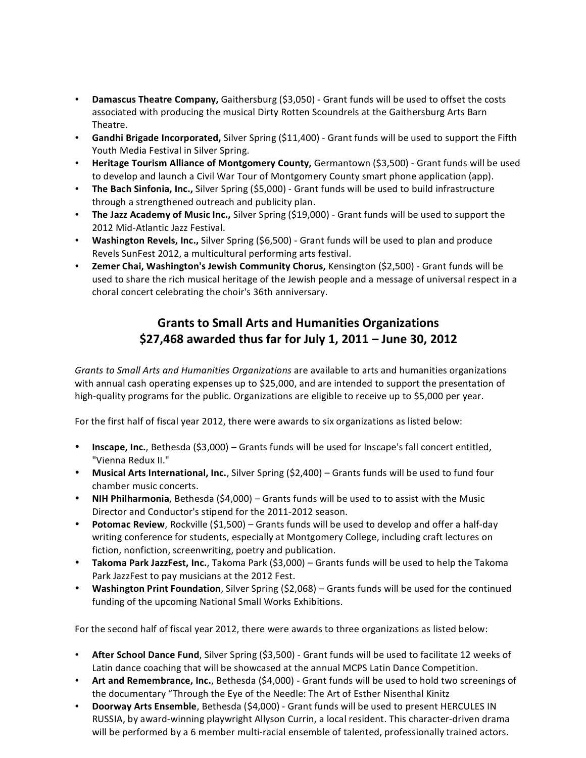- **Damascus Theatre Company,** Gaithersburg ($3,050) - Grant funds will be used to offset the costs associated with producing the musical Dirty Rotten Scoundrels at the Gaithersburg Arts Barn Theatre.
- **Gandhi Brigade Incorporated,** Silver Spring ($11,400) - Grant funds will be used to support the Fifth Youth Media Festival in Silver Spring.
- **Heritage Tourism Alliance of Montgomery County,** Germantown ($3,500) - Grant funds will be used to develop and launch a Civil War Tour of Montgomery County smart phone application (app).
- **The Bach Sinfonia, Inc.,** Silver Spring ($5,000) - Grant funds will be used to build infrastructure through a strengthened outreach and publicity plan.
- **The Jazz Academy of Music Inc.,** Silver Spring ($19,000) - Grant funds will be used to support the 2012 Mid-Atlantic Jazz Festival.
- **Washington Revels, Inc.,** Silver Spring ($6,500) - Grant funds will be used to plan and produce Revels SunFest 2012, a multicultural performing arts festival.
- **Zemer Chai, Washington's Jewish Community Chorus,** Kensington ($2,500) - Grant funds will be used to share the rich musical heritage of the Jewish people and a message of universal respect in a choral concert celebrating the choir's 36th anniversary.

## Grants to Small Arts and Humanities Organizations
## $27,468 awarded thus far for July 1, 2011 – June 30, 2012

*Grants to Small Arts and Humanities Organizations* are available to arts and humanities organizations with annual cash operating expenses up to $25,000, and are intended to support the presentation of high-quality programs for the public. Organizations are eligible to receive up to $5,000 per year.

For the first half of fiscal year 2012, there were awards to six organizations as listed below:

- **Inscape, Inc.**, Bethesda ($3,000) – Grants funds will be used for Inscape's fall concert entitled, "Vienna Redux II."
- **Musical Arts International, Inc.**, Silver Spring ($2,400) – Grants funds will be used to fund four chamber music concerts.
- **NIH Philharmonia**, Bethesda ($4,000) – Grants funds will be used to to assist with the Music Director and Conductor's stipend for the 2011-2012 season.
- **Potomac Review**, Rockville ($1,500) – Grants funds will be used to develop and offer a half-day writing conference for students, especially at Montgomery College, including craft lectures on fiction, nonfiction, screenwriting, poetry and publication.
- **Takoma Park JazzFest, Inc.**, Takoma Park ($3,000) – Grants funds will be used to help the Takoma Park JazzFest to pay musicians at the 2012 Fest.
- **Washington Print Foundation**, Silver Spring ($2,068) – Grants funds will be used for the continued funding of the upcoming National Small Works Exhibitions.

For the second half of fiscal year 2012, there were awards to three organizations as listed below:

- **After School Dance Fund**, Silver Spring ($3,500) - Grant funds will be used to facilitate 12 weeks of Latin dance coaching that will be showcased at the annual MCPS Latin Dance Competition.
- **Art and Remembrance, Inc.**, Bethesda ($4,000) - Grant funds will be used to hold two screenings of the documentary "Through the Eye of the Needle: The Art of Esther Nisenthal Kinitz
- **Doorway Arts Ensemble**, Bethesda ($4,000) - Grant funds will be used to present HERCULES IN RUSSIA, by award-winning playwright Allyson Currin, a local resident. This character-driven drama will be performed by a 6 member multi-racial ensemble of talented, professionally trained actors.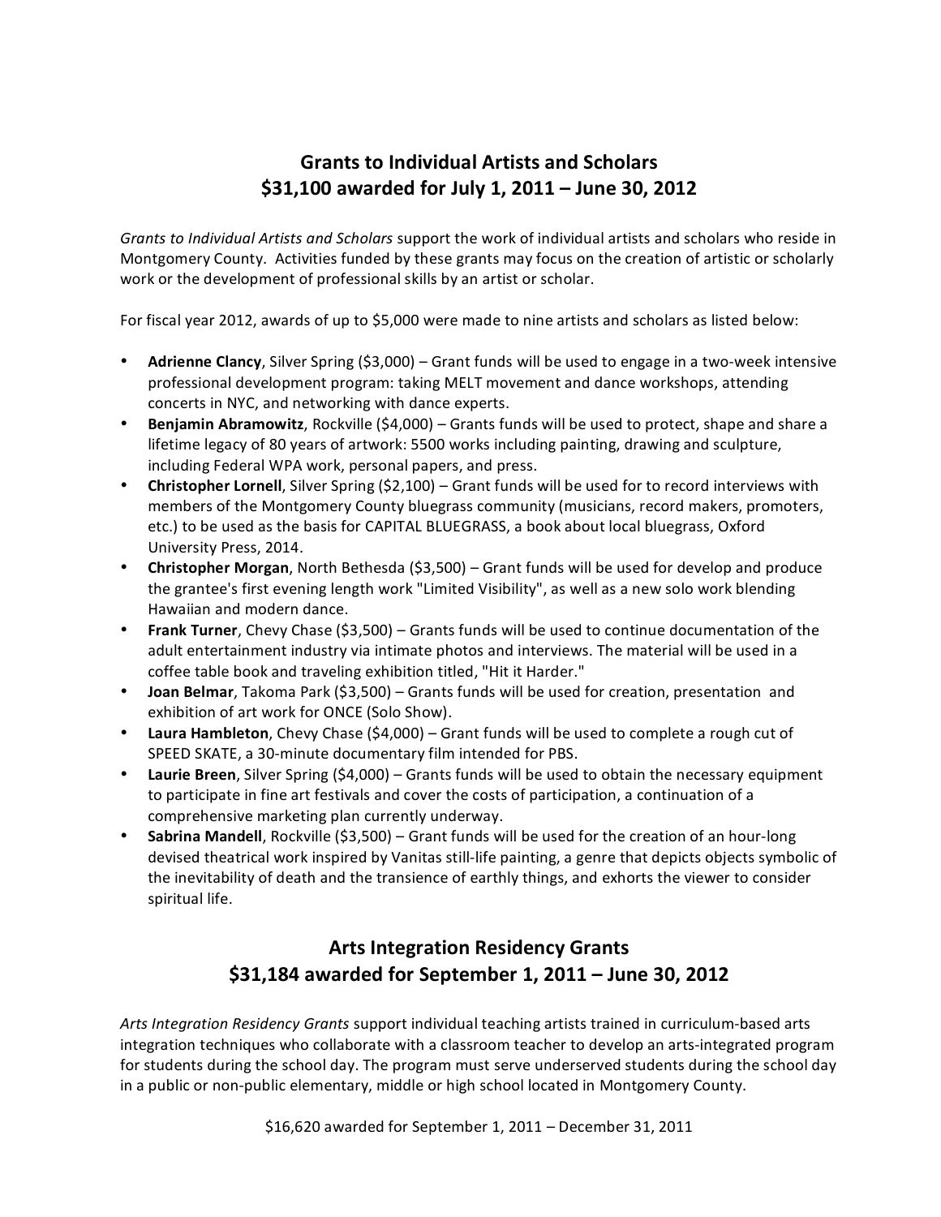## Grants to Individual Artists and Scholars
## $31,100 awarded for July 1, 2011 – June 30, 2012

*Grants to Individual Artists and Scholars* support the work of individual artists and scholars who reside in Montgomery County. Activities funded by these grants may focus on the creation of artistic or scholarly work or the development of professional skills by an artist or scholar.

For fiscal year 2012, awards of up to $5,000 were made to nine artists and scholars as listed below:

- **Adrienne Clancy**, Silver Spring ($3,000) – Grant funds will be used to engage in a two-week intensive professional development program: taking MELT movement and dance workshops, attending concerts in NYC, and networking with dance experts.
- **Benjamin Abramowitz**, Rockville ($4,000) – Grants funds will be used to protect, shape and share a lifetime legacy of 80 years of artwork: 5500 works including painting, drawing and sculpture, including Federal WPA work, personal papers, and press.
- **Christopher Lornell**, Silver Spring ($2,100) – Grant funds will be used for to record interviews with members of the Montgomery County bluegrass community (musicians, record makers, promoters, etc.) to be used as the basis for CAPITAL BLUEGRASS, a book about local bluegrass, Oxford University Press, 2014.
- **Christopher Morgan**, North Bethesda ($3,500) – Grant funds will be used for develop and produce the grantee's first evening length work "Limited Visibility", as well as a new solo work blending Hawaiian and modern dance.
- **Frank Turner**, Chevy Chase ($3,500) – Grants funds will be used to continue documentation of the adult entertainment industry via intimate photos and interviews. The material will be used in a coffee table book and traveling exhibition titled, "Hit it Harder."
- **Joan Belmar**, Takoma Park ($3,500) – Grants funds will be used for creation, presentation and exhibition of art work for ONCE (Solo Show).
- **Laura Hambleton**, Chevy Chase ($4,000) – Grant funds will be used to complete a rough cut of SPEED SKATE, a 30-minute documentary film intended for PBS.
- **Laurie Breen**, Silver Spring ($4,000) – Grants funds will be used to obtain the necessary equipment to participate in fine art festivals and cover the costs of participation, a continuation of a comprehensive marketing plan currently underway.
- **Sabrina Mandell**, Rockville ($3,500) – Grant funds will be used for the creation of an hour-long devised theatrical work inspired by Vanitas still-life painting, a genre that depicts objects symbolic of the inevitability of death and the transience of earthly things, and exhorts the viewer to consider spiritual life.

## Arts Integration Residency Grants
## $31,184 awarded for September 1, 2011 – June 30, 2012

*Arts Integration Residency Grants* support individual teaching artists trained in curriculum-based arts integration techniques who collaborate with a classroom teacher to develop an arts-integrated program for students during the school day. The program must serve underserved students during the school day in a public or non-public elementary, middle or high school located in Montgomery County.

$16,620 awarded for September 1, 2011 – December 31, 2011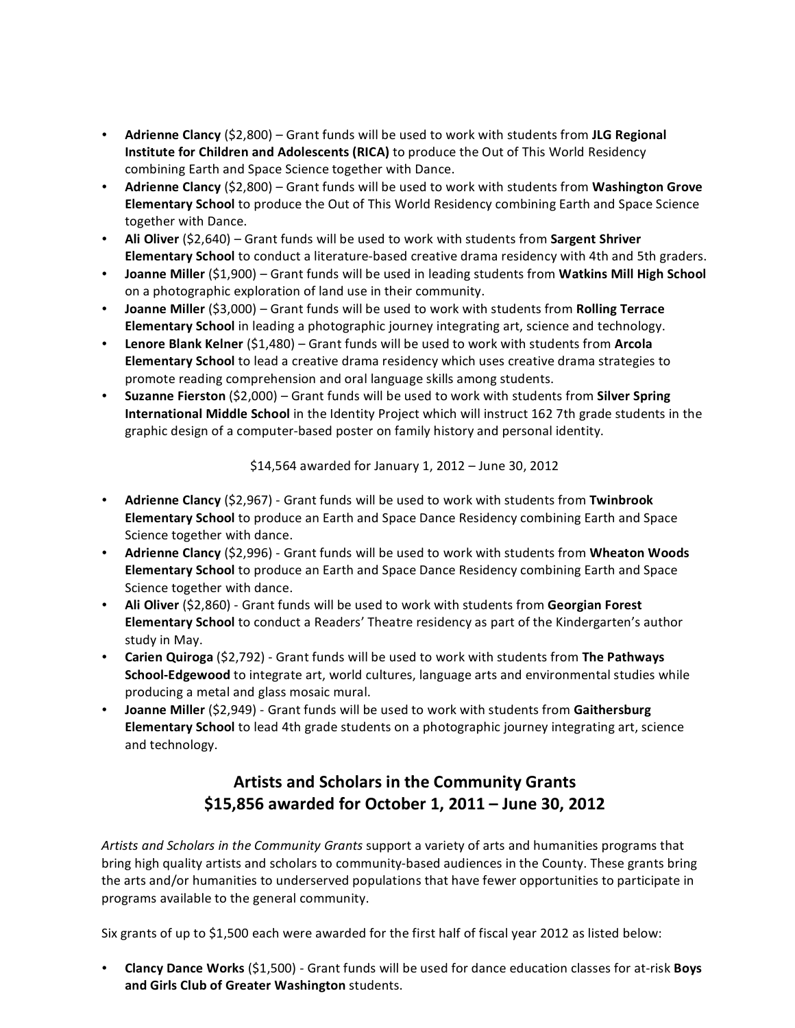- **Adrienne Clancy** ($2,800) – Grant funds will be used to work with students from **JLG Regional Institute for Children and Adolescents (RICA)** to produce the Out of This World Residency combining Earth and Space Science together with Dance.
- **Adrienne Clancy** ($2,800) – Grant funds will be used to work with students from **Washington Grove Elementary School** to produce the Out of This World Residency combining Earth and Space Science together with Dance.
- **Ali Oliver** ($2,640) – Grant funds will be used to work with students from **Sargent Shriver Elementary School** to conduct a literature-based creative drama residency with 4th and 5th graders.
- **Joanne Miller** ($1,900) – Grant funds will be used in leading students from **Watkins Mill High School** on a photographic exploration of land use in their community.
- **Joanne Miller** ($3,000) – Grant funds will be used to work with students from **Rolling Terrace Elementary School** in leading a photographic journey integrating art, science and technology.
- **Lenore Blank Kelner** ($1,480) – Grant funds will be used to work with students from **Arcola Elementary School** to lead a creative drama residency which uses creative drama strategies to promote reading comprehension and oral language skills among students.
- **Suzanne Fierston** ($2,000) – Grant funds will be used to work with students from **Silver Spring International Middle School** in the Identity Project which will instruct 162 7th grade students in the graphic design of a computer-based poster on family history and personal identity.

$14,564 awarded for January 1, 2012 – June 30, 2012

- **Adrienne Clancy** ($2,967) - Grant funds will be used to work with students from **Twinbrook Elementary School** to produce an Earth and Space Dance Residency combining Earth and Space Science together with dance.
- **Adrienne Clancy** ($2,996) - Grant funds will be used to work with students from **Wheaton Woods Elementary School** to produce an Earth and Space Dance Residency combining Earth and Space Science together with dance.
- **Ali Oliver** ($2,860) - Grant funds will be used to work with students from **Georgian Forest Elementary School** to conduct a Readers' Theatre residency as part of the Kindergarten's author study in May.
- **Carien Quiroga** ($2,792) - Grant funds will be used to work with students from **The Pathways School-Edgewood** to integrate art, world cultures, language arts and environmental studies while producing a metal and glass mosaic mural.
- **Joanne Miller** ($2,949) - Grant funds will be used to work with students from **Gaithersburg Elementary School** to lead 4th grade students on a photographic journey integrating art, science and technology.

## Artists and Scholars in the Community Grants
## $15,856 awarded for October 1, 2011 – June 30, 2012

*Artists and Scholars in the Community Grants* support a variety of arts and humanities programs that bring high quality artists and scholars to community-based audiences in the County. These grants bring the arts and/or humanities to underserved populations that have fewer opportunities to participate in programs available to the general community.

Six grants of up to $1,500 each were awarded for the first half of fiscal year 2012 as listed below:

- **Clancy Dance Works** ($1,500) - Grant funds will be used for dance education classes for at-risk **Boys and Girls Club of Greater Washington** students.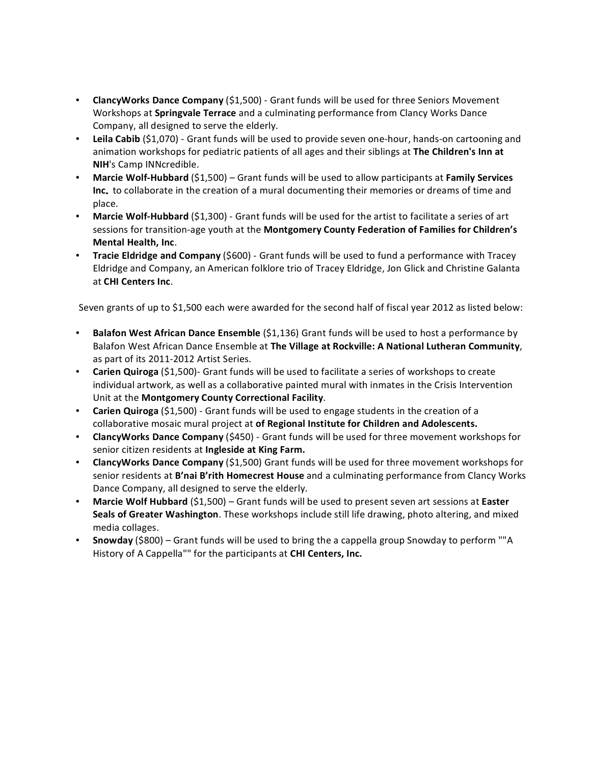- **ClancyWorks Dance Company** ($1,500) - Grant funds will be used for three Seniors Movement Workshops at **Springvale Terrace** and a culminating performance from Clancy Works Dance Company, all designed to serve the elderly.
- **Leila Cabib** ($1,070) - Grant funds will be used to provide seven one-hour, hands-on cartooning and animation workshops for pediatric patients of all ages and their siblings at **The Children's Inn at NIH**'s Camp INNcredible.
- **Marcie Wolf-Hubbard** ($1,500) – Grant funds will be used to allow participants at **Family Services Inc.** to collaborate in the creation of a mural documenting their memories or dreams of time and place.
- **Marcie Wolf-Hubbard** ($1,300) - Grant funds will be used for the artist to facilitate a series of art sessions for transition-age youth at the **Montgomery County Federation of Families for Children's Mental Health, Inc**.
- **Tracie Eldridge and Company** ($600) - Grant funds will be used to fund a performance with Tracey Eldridge and Company, an American folklore trio of Tracey Eldridge, Jon Glick and Christine Galanta at **CHI Centers Inc**.

Seven grants of up to $1,500 each were awarded for the second half of fiscal year 2012 as listed below:

- **Balafon West African Dance Ensemble** ($1,136) Grant funds will be used to host a performance by Balafon West African Dance Ensemble at **The Village at Rockville: A National Lutheran Community**, as part of its 2011-2012 Artist Series.
- **Carien Quiroga** ($1,500)- Grant funds will be used to facilitate a series of workshops to create individual artwork, as well as a collaborative painted mural with inmates in the Crisis Intervention Unit at the **Montgomery County Correctional Facility**.
- **Carien Quiroga** ($1,500) - Grant funds will be used to engage students in the creation of a collaborative mosaic mural project at **of Regional Institute for Children and Adolescents.**
- **ClancyWorks Dance Company** ($450) - Grant funds will be used for three movement workshops for senior citizen residents at **Ingleside at King Farm.**
- **ClancyWorks Dance Company** ($1,500) Grant funds will be used for three movement workshops for senior residents at **B'nai B'rith Homecrest House** and a culminating performance from Clancy Works Dance Company, all designed to serve the elderly.
- **Marcie Wolf Hubbard** ($1,500) – Grant funds will be used to present seven art sessions at **Easter Seals of Greater Washington**. These workshops include still life drawing, photo altering, and mixed media collages.
- **Snowday** ($800) – Grant funds will be used to bring the a cappella group Snowday to perform ""A History of A Cappella"" for the participants at **CHI Centers, Inc.**